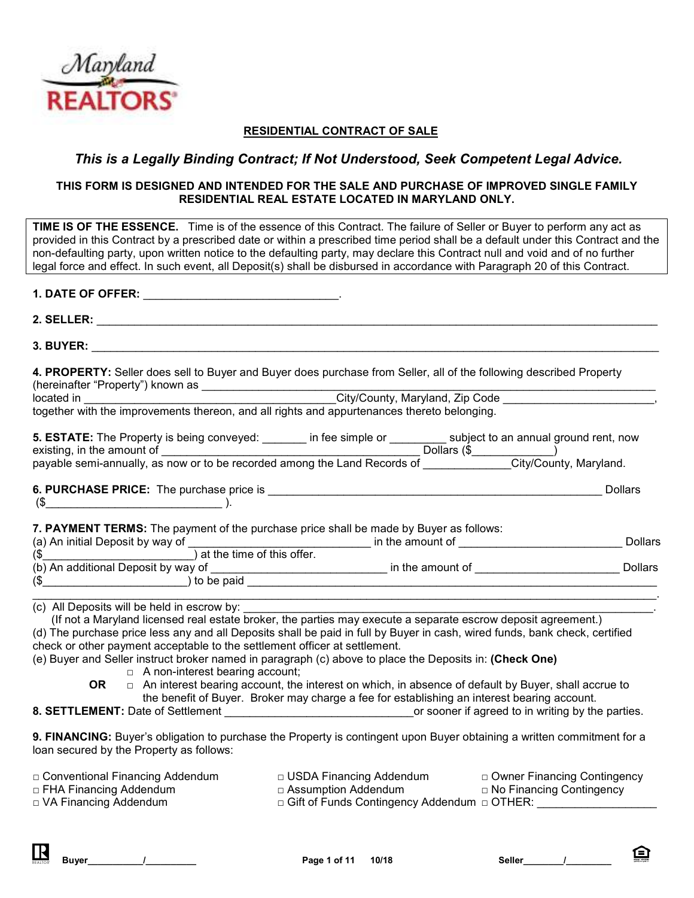Maryland REALTORS®

## RESIDENTIAL CONTRACT OF SALE

***This is a Legally Binding Contract; If Not Understood, Seek Competent Legal Advice.***

**THIS FORM IS DESIGNED AND INTENDED FOR THE SALE AND PURCHASE OF IMPROVED SINGLE FAMILY RESIDENTIAL REAL ESTATE LOCATED IN MARYLAND ONLY.**

**TIME IS OF THE ESSENCE.** Time is of the essence of this Contract. The failure of Seller or Buyer to perform any act as provided in this Contract by a prescribed date or within a prescribed time period shall be a default under this Contract and the non-defaulting party, upon written notice to the defaulting party, may declare this Contract null and void and of no further legal force and effect. In such event, all Deposit(s) shall be disbursed in accordance with Paragraph 20 of this Contract.

**1. DATE OF OFFER:** _______________________________.

**2. SELLER:** ________________________________________________________________________________________

**3. BUYER:** ________________________________________________________________________________________

**4. PROPERTY:** Seller does sell to Buyer and Buyer does purchase from Seller, all of the following described Property (hereinafter "Property") known as ______________________________________________________________ located in ________________________________________City/County, Maryland, Zip Code ________________________, together with the improvements thereon, and all rights and appurtenances thereto belonging.

**5. ESTATE:** The Property is being conveyed: _______ in fee simple or _________ subject to an annual ground rent, now existing, in the amount of __________________________________________ Dollars ($_____________) payable semi-annually, as now or to be recorded among the Land Records of ______________City/County, Maryland.

**6. PURCHASE PRICE:** The purchase price is ______________________________________________________ Dollars ($____________________________ ).

**7. PAYMENT TERMS:** The payment of the purchase price shall be made by Buyer as follows:
(a) An initial Deposit by way of ______________________________ in the amount of __________________________ Dollars ($________________________) at the time of this offer.
(b) An additional Deposit by way of ___________________________ in the amount of ______________________ Dollars ($_______________________) to be paid ______________________________________________________________________ ________________________________________________________________________________________________.
(c) All Deposits will be held in escrow by: ____________________________________________________________________.
(If not a Maryland licensed real estate broker, the parties may execute a separate escrow deposit agreement.)
(d) The purchase price less any and all Deposits shall be paid in full by Buyer in cash, wired funds, bank check, certified check or other payment acceptable to the settlement officer at settlement.
(e) Buyer and Seller instruct broker named in paragraph (c) above to place the Deposits in: **(Check One)**

- □ A non-interest bearing account;

**OR**

- □ An interest bearing account, the interest on which, in absence of default by Buyer, shall accrue to the benefit of Buyer. Broker may charge a fee for establishing an interest bearing account.

**8. SETTLEMENT:** Date of Settlement ______________________________or sooner if agreed to in writing by the parties.

**9. FINANCING:** Buyer's obligation to purchase the Property is contingent upon Buyer obtaining a written commitment for a loan secured by the Property as follows:

- □ Conventional Financing Addendum
- □ FHA Financing Addendum
- □ VA Financing Addendum
- □ USDA Financing Addendum
- □ Assumption Addendum
- □ Gift of Funds Contingency Addendum
- □ Owner Financing Contingency
- □ No Financing Contingency
- □ OTHER: ___________________

Buyer__________/_________ 10/18 Seller_______/________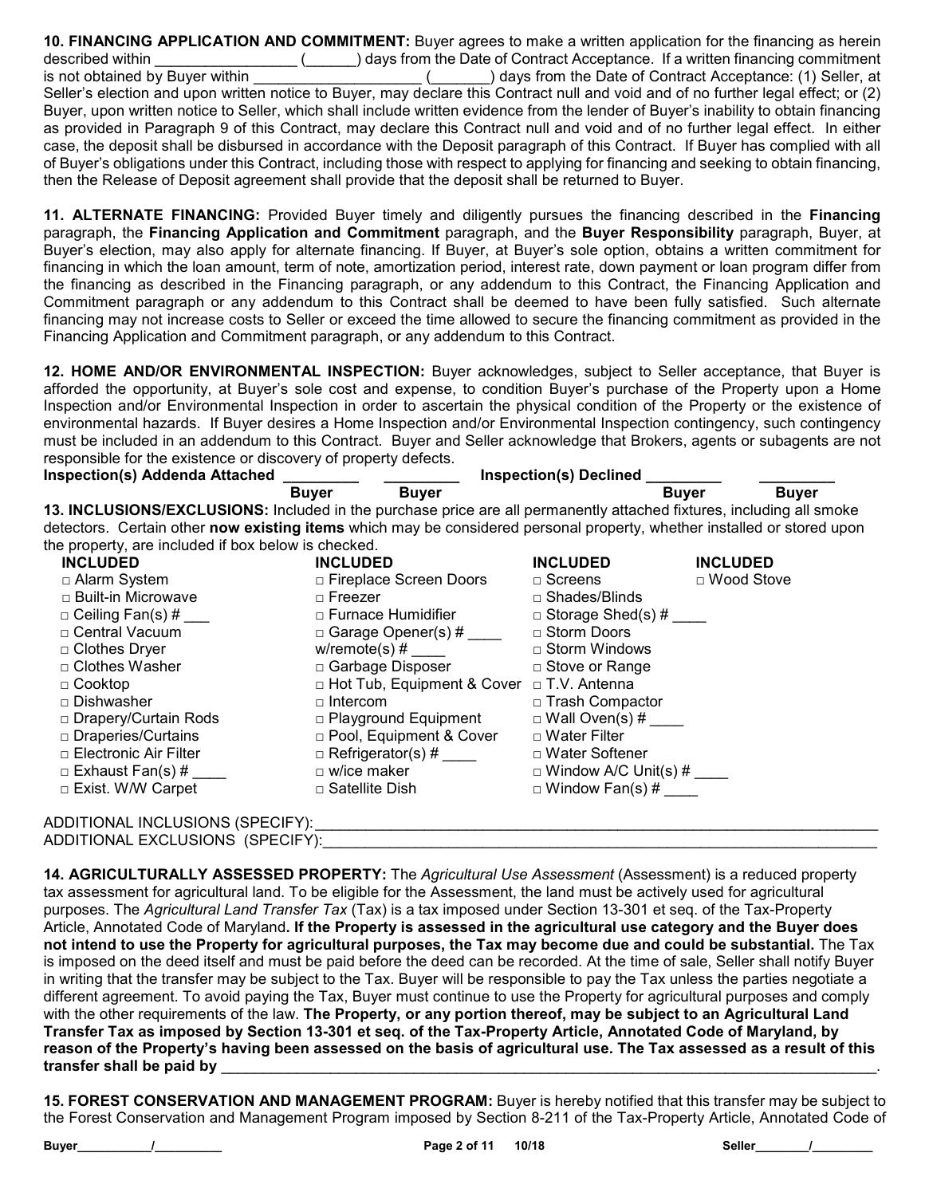**10. FINANCING APPLICATION AND COMMITMENT:** Buyer agrees to make a written application for the financing as herein described within _________________ (______) days from the Date of Contract Acceptance. If a written financing commitment is not obtained by Buyer within ____________________ (_______) days from the Date of Contract Acceptance: (1) Seller, at Seller's election and upon written notice to Buyer, may declare this Contract null and void and of no further legal effect; or (2) Buyer, upon written notice to Seller, which shall include written evidence from the lender of Buyer's inability to obtain financing as provided in Paragraph 9 of this Contract, may declare this Contract null and void and of no further legal effect. In either case, the deposit shall be disbursed in accordance with the Deposit paragraph of this Contract. If Buyer has complied with all of Buyer's obligations under this Contract, including those with respect to applying for financing and seeking to obtain financing, then the Release of Deposit agreement shall provide that the deposit shall be returned to Buyer.

**11. ALTERNATE FINANCING:** Provided Buyer timely and diligently pursues the financing described in the **Financing** paragraph, the **Financing Application and Commitment** paragraph, and the **Buyer Responsibility** paragraph, Buyer, at Buyer's election, may also apply for alternate financing. If Buyer, at Buyer's sole option, obtains a written commitment for financing in which the loan amount, term of note, amortization period, interest rate, down payment or loan program differ from the financing as described in the Financing paragraph, or any addendum to this Contract, the Financing Application and Commitment paragraph or any addendum to this Contract shall be deemed to have been fully satisfied. Such alternate financing may not increase costs to Seller or exceed the time allowed to secure the financing commitment as provided in the Financing Application and Commitment paragraph, or any addendum to this Contract.

**12. HOME AND/OR ENVIRONMENTAL INSPECTION:** Buyer acknowledges, subject to Seller acceptance, that Buyer is afforded the opportunity, at Buyer's sole cost and expense, to condition Buyer's purchase of the Property upon a Home Inspection and/or Environmental Inspection in order to ascertain the physical condition of the Property or the existence of environmental hazards. If Buyer desires a Home Inspection and/or Environmental Inspection contingency, such contingency must be included in an addendum to this Contract. Buyer and Seller acknowledge that Brokers, agents or subagents are not responsible for the existence or discovery of property defects.

**Inspection(s) Addenda Attached** _________ _________ **Inspection(s) Declined** _________ _________
**Buyer** **Buyer** **Buyer** **Buyer**

**13. INCLUSIONS/EXCLUSIONS:** Included in the purchase price are all permanently attached fixtures, including all smoke detectors. Certain other **now existing items** which may be considered personal property, whether installed or stored upon the property, are included if box below is checked.

| INCLUDED | INCLUDED | INCLUDED | INCLUDED |
|---|---|---|---|
| □ Alarm System | □ Fireplace Screen Doors | □ Screens | □ Wood Stove |
| □ Built-in Microwave | □ Freezer | □ Shades/Blinds | |
| □ Ceiling Fan(s) # ___ | □ Furnace Humidifier | □ Storage Shed(s) # ____ | |
| □ Central Vacuum | □ Garage Opener(s) # ____ | □ Storm Doors | |
| □ Clothes Dryer | w/remote(s) # ____ | □ Storm Windows | |
| □ Clothes Washer | □ Garbage Disposer | □ Stove or Range | |
| □ Cooktop | □ Hot Tub, Equipment & Cover | □ T.V. Antenna | |
| □ Dishwasher | □ Intercom | □ Trash Compactor | |
| □ Drapery/Curtain Rods | □ Playground Equipment | □ Wall Oven(s) # ____ | |
| □ Draperies/Curtains | □ Pool, Equipment & Cover | □ Water Filter | |
| □ Electronic Air Filter | □ Refrigerator(s) # ____ | □ Water Softener | |
| □ Exhaust Fan(s) # ____ | □ w/ice maker | □ Window A/C Unit(s) # ____ | |
| □ Exist. W/W Carpet | □ Satellite Dish | □ Window Fan(s) # ____ | |

ADDITIONAL INCLUSIONS (SPECIFY):______________________________________________________________________
ADDITIONAL EXCLUSIONS (SPECIFY):______________________________________________________________________

**14. AGRICULTURALLY ASSESSED PROPERTY:** The *Agricultural Use Assessment* (Assessment) is a reduced property tax assessment for agricultural land. To be eligible for the Assessment, the land must be actively used for agricultural purposes. The *Agricultural Land Transfer Tax* (Tax) is a tax imposed under Section 13-301 et seq. of the Tax-Property Article, Annotated Code of Maryland**. If the Property is assessed in the agricultural use category and the Buyer does not intend to use the Property for agricultural purposes, the Tax may become due and could be substantial.** The Tax is imposed on the deed itself and must be paid before the deed can be recorded. At the time of sale, Seller shall notify Buyer in writing that the transfer may be subject to the Tax. Buyer will be responsible to pay the Tax unless the parties negotiate a different agreement. To avoid paying the Tax, Buyer must continue to use the Property for agricultural purposes and comply with the other requirements of the law. **The Property, or any portion thereof, may be subject to an Agricultural Land Transfer Tax as imposed by Section 13-301 et seq. of the Tax-Property Article, Annotated Code of Maryland, by reason of the Property's having been assessed on the basis of agricultural use. The Tax assessed as a result of this transfer shall be paid by** ____________________________________________________________________________.

**15. FOREST CONSERVATION AND MANAGEMENT PROGRAM:** Buyer is hereby notified that this transfer may be subject to the Forest Conservation and Management Program imposed by Section 8-211 of the Tax-Property Article, Annotated Code of

Buyer__________/_________ Seller________/_________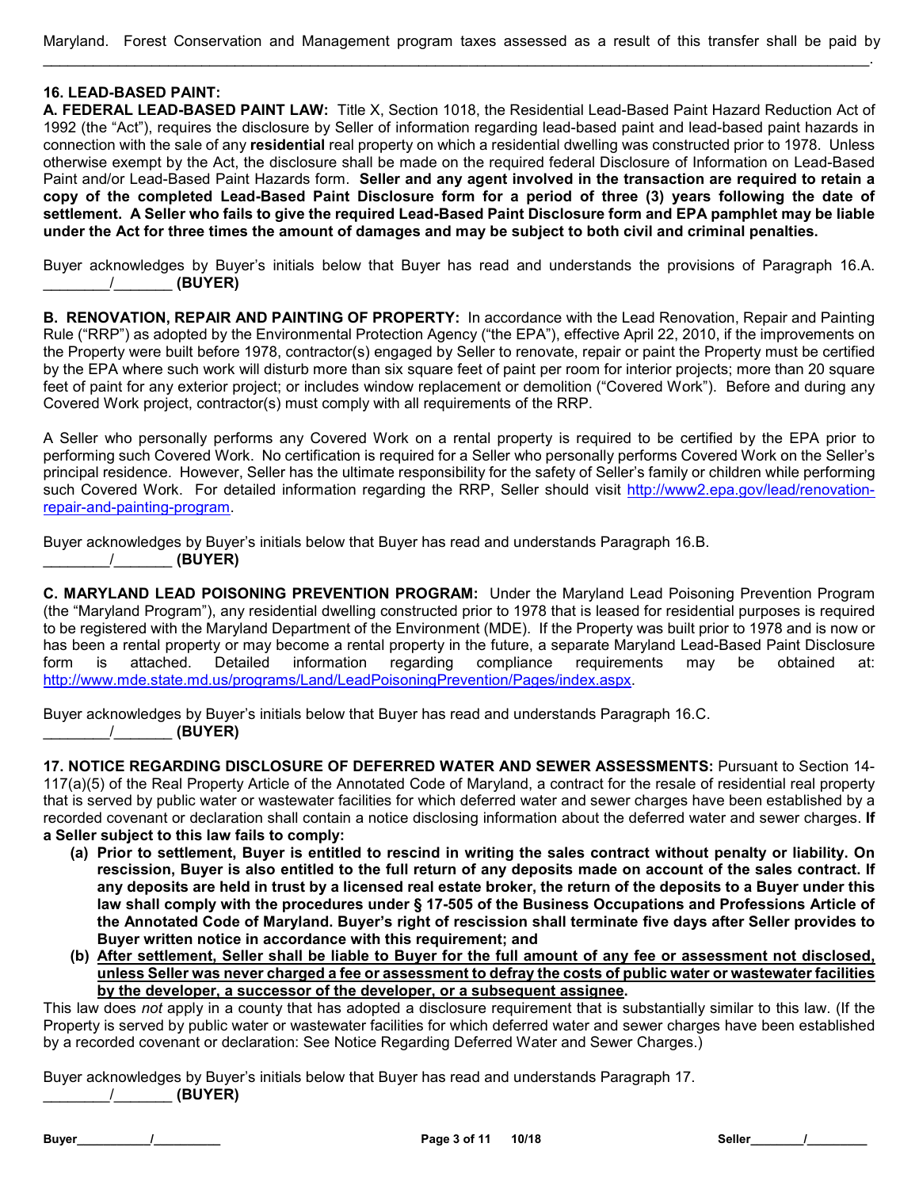Maryland. Forest Conservation and Management program taxes assessed as a result of this transfer shall be paid by ______________________________________________________________________________________________.

**16. LEAD-BASED PAINT:**

**A. FEDERAL LEAD-BASED PAINT LAW:** Title X, Section 1018, the Residential Lead-Based Paint Hazard Reduction Act of 1992 (the "Act"), requires the disclosure by Seller of information regarding lead-based paint and lead-based paint hazards in connection with the sale of any **residential** real property on which a residential dwelling was constructed prior to 1978. Unless otherwise exempt by the Act, the disclosure shall be made on the required federal Disclosure of Information on Lead-Based Paint and/or Lead-Based Paint Hazards form. **Seller and any agent involved in the transaction are required to retain a copy of the completed Lead-Based Paint Disclosure form for a period of three (3) years following the date of settlement. A Seller who fails to give the required Lead-Based Paint Disclosure form and EPA pamphlet may be liable under the Act for three times the amount of damages and may be subject to both civil and criminal penalties.**

Buyer acknowledges by Buyer's initials below that Buyer has read and understands the provisions of Paragraph 16.A. ________/_______ **(BUYER)**

**B. RENOVATION, REPAIR AND PAINTING OF PROPERTY:** In accordance with the Lead Renovation, Repair and Painting Rule ("RRP") as adopted by the Environmental Protection Agency ("the EPA"), effective April 22, 2010, if the improvements on the Property were built before 1978, contractor(s) engaged by Seller to renovate, repair or paint the Property must be certified by the EPA where such work will disturb more than six square feet of paint per room for interior projects; more than 20 square feet of paint for any exterior project; or includes window replacement or demolition ("Covered Work"). Before and during any Covered Work project, contractor(s) must comply with all requirements of the RRP.

A Seller who personally performs any Covered Work on a rental property is required to be certified by the EPA prior to performing such Covered Work. No certification is required for a Seller who personally performs Covered Work on the Seller's principal residence. However, Seller has the ultimate responsibility for the safety of Seller's family or children while performing such Covered Work. For detailed information regarding the RRP, Seller should visit http://www2.epa.gov/lead/renovation-repair-and-painting-program.

Buyer acknowledges by Buyer's initials below that Buyer has read and understands Paragraph 16.B.
________/_______ **(BUYER)**

**C. MARYLAND LEAD POISONING PREVENTION PROGRAM:** Under the Maryland Lead Poisoning Prevention Program (the "Maryland Program"), any residential dwelling constructed prior to 1978 that is leased for residential purposes is required to be registered with the Maryland Department of the Environment (MDE). If the Property was built prior to 1978 and is now or has been a rental property or may become a rental property in the future, a separate Maryland Lead-Based Paint Disclosure form is attached. Detailed information regarding compliance requirements may be obtained at: http://www.mde.state.md.us/programs/Land/LeadPoisoningPrevention/Pages/index.aspx.

Buyer acknowledges by Buyer's initials below that Buyer has read and understands Paragraph 16.C.
________/_______ **(BUYER)**

**17. NOTICE REGARDING DISCLOSURE OF DEFERRED WATER AND SEWER ASSESSMENTS:** Pursuant to Section 14-117(a)(5) of the Real Property Article of the Annotated Code of Maryland, a contract for the resale of residential real property that is served by public water or wastewater facilities for which deferred water and sewer charges have been established by a recorded covenant or declaration shall contain a notice disclosing information about the deferred water and sewer charges. **If a Seller subject to this law fails to comply:**

- **(a) Prior to settlement, Buyer is entitled to rescind in writing the sales contract without penalty or liability. On rescission, Buyer is also entitled to the full return of any deposits made on account of the sales contract. If any deposits are held in trust by a licensed real estate broker, the return of the deposits to a Buyer under this law shall comply with the procedures under § 17-505 of the Business Occupations and Professions Article of the Annotated Code of Maryland. Buyer's right of rescission shall terminate five days after Seller provides to Buyer written notice in accordance with this requirement; and**
- **(b) <u>After settlement, Seller shall be liable to Buyer for the full amount of any fee or assessment not disclosed, unless Seller was never charged a fee or assessment to defray the costs of public water or wastewater facilities by the developer, a successor of the developer, or a subsequent assignee</u>.**

This law does *not* apply in a county that has adopted a disclosure requirement that is substantially similar to this law. (If the Property is served by public water or wastewater facilities for which deferred water and sewer charges have been established by a recorded covenant or declaration: See Notice Regarding Deferred Water and Sewer Charges.)

Buyer acknowledges by Buyer's initials below that Buyer has read and understands Paragraph 17.
________/_______ **(BUYER)**

**Buyer**___________/__________ 10/18 **Seller**________/_________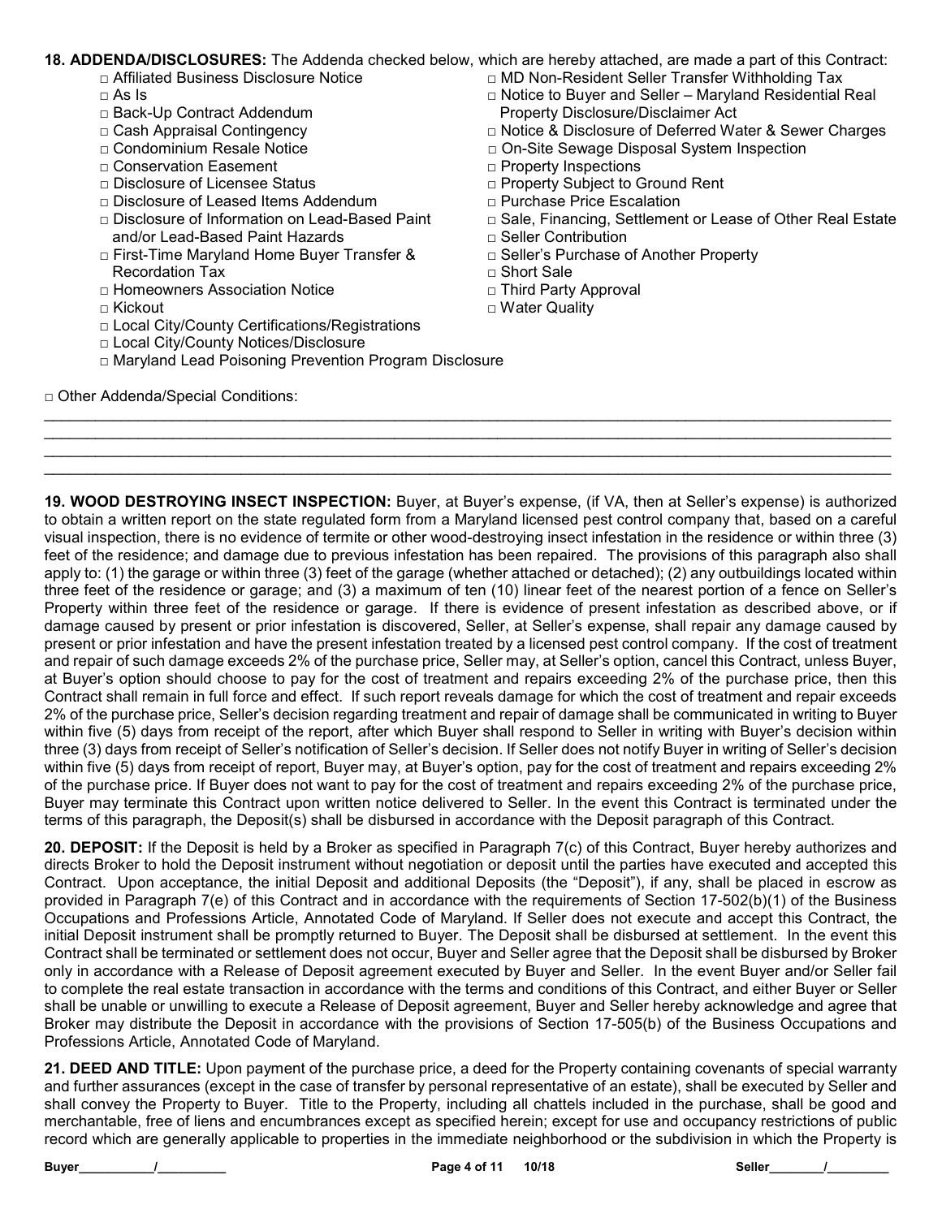**18. ADDENDA/DISCLOSURES:** The Addenda checked below, which are hereby attached, are made a part of this Contract:

- □ Affiliated Business Disclosure Notice
- □ As Is
- □ Back-Up Contract Addendum
- □ Cash Appraisal Contingency
- □ Condominium Resale Notice
- □ Conservation Easement
- □ Disclosure of Licensee Status
- □ Disclosure of Leased Items Addendum
- □ Disclosure of Information on Lead-Based Paint and/or Lead-Based Paint Hazards
- □ First-Time Maryland Home Buyer Transfer & Recordation Tax
- □ Homeowners Association Notice
- □ Kickout
- □ Local City/County Certifications/Registrations
- □ Local City/County Notices/Disclosure
- □ Maryland Lead Poisoning Prevention Program Disclosure
- □ MD Non-Resident Seller Transfer Withholding Tax
- □ Notice to Buyer and Seller – Maryland Residential Real Property Disclosure/Disclaimer Act
- □ Notice & Disclosure of Deferred Water & Sewer Charges
- □ On-Site Sewage Disposal System Inspection
- □ Property Inspections
- □ Property Subject to Ground Rent
- □ Purchase Price Escalation
- □ Sale, Financing, Settlement or Lease of Other Real Estate
- □ Seller Contribution
- □ Seller's Purchase of Another Property
- □ Short Sale
- □ Third Party Approval
- □ Water Quality

□ Other Addenda/Special Conditions:

________________________________________________________________________________
________________________________________________________________________________
________________________________________________________________________________
________________________________________________________________________________

**19. WOOD DESTROYING INSECT INSPECTION:** Buyer, at Buyer's expense, (if VA, then at Seller's expense) is authorized to obtain a written report on the state regulated form from a Maryland licensed pest control company that, based on a careful visual inspection, there is no evidence of termite or other wood-destroying insect infestation in the residence or within three (3) feet of the residence; and damage due to previous infestation has been repaired. The provisions of this paragraph also shall apply to: (1) the garage or within three (3) feet of the garage (whether attached or detached); (2) any outbuildings located within three feet of the residence or garage; and (3) a maximum of ten (10) linear feet of the nearest portion of a fence on Seller's Property within three feet of the residence or garage. If there is evidence of present infestation as described above, or if damage caused by present or prior infestation is discovered, Seller, at Seller's expense, shall repair any damage caused by present or prior infestation and have the present infestation treated by a licensed pest control company. If the cost of treatment and repair of such damage exceeds 2% of the purchase price, Seller may, at Seller's option, cancel this Contract, unless Buyer, at Buyer's option should choose to pay for the cost of treatment and repairs exceeding 2% of the purchase price, then this Contract shall remain in full force and effect. If such report reveals damage for which the cost of treatment and repair exceeds 2% of the purchase price, Seller's decision regarding treatment and repair of damage shall be communicated in writing to Buyer within five (5) days from receipt of the report, after which Buyer shall respond to Seller in writing with Buyer's decision within three (3) days from receipt of Seller's notification of Seller's decision. If Seller does not notify Buyer in writing of Seller's decision within five (5) days from receipt of report, Buyer may, at Buyer's option, pay for the cost of treatment and repairs exceeding 2% of the purchase price. If Buyer does not want to pay for the cost of treatment and repairs exceeding 2% of the purchase price, Buyer may terminate this Contract upon written notice delivered to Seller. In the event this Contract is terminated under the terms of this paragraph, the Deposit(s) shall be disbursed in accordance with the Deposit paragraph of this Contract.

**20. DEPOSIT:** If the Deposit is held by a Broker as specified in Paragraph 7(c) of this Contract, Buyer hereby authorizes and directs Broker to hold the Deposit instrument without negotiation or deposit until the parties have executed and accepted this Contract. Upon acceptance, the initial Deposit and additional Deposits (the "Deposit"), if any, shall be placed in escrow as provided in Paragraph 7(e) of this Contract and in accordance with the requirements of Section 17-502(b)(1) of the Business Occupations and Professions Article, Annotated Code of Maryland. If Seller does not execute and accept this Contract, the initial Deposit instrument shall be promptly returned to Buyer. The Deposit shall be disbursed at settlement. In the event this Contract shall be terminated or settlement does not occur, Buyer and Seller agree that the Deposit shall be disbursed by Broker only in accordance with a Release of Deposit agreement executed by Buyer and Seller. In the event Buyer and/or Seller fail to complete the real estate transaction in accordance with the terms and conditions of this Contract, and either Buyer or Seller shall be unable or unwilling to execute a Release of Deposit agreement, Buyer and Seller hereby acknowledge and agree that Broker may distribute the Deposit in accordance with the provisions of Section 17-505(b) of the Business Occupations and Professions Article, Annotated Code of Maryland.

**21. DEED AND TITLE:** Upon payment of the purchase price, a deed for the Property containing covenants of special warranty and further assurances (except in the case of transfer by personal representative of an estate), shall be executed by Seller and shall convey the Property to Buyer. Title to the Property, including all chattels included in the purchase, shall be good and merchantable, free of liens and encumbrances except as specified herein; except for use and occupancy restrictions of public record which are generally applicable to properties in the immediate neighborhood or the subdivision in which the Property is

Buyer__________/_________ 10/18 Seller________/_________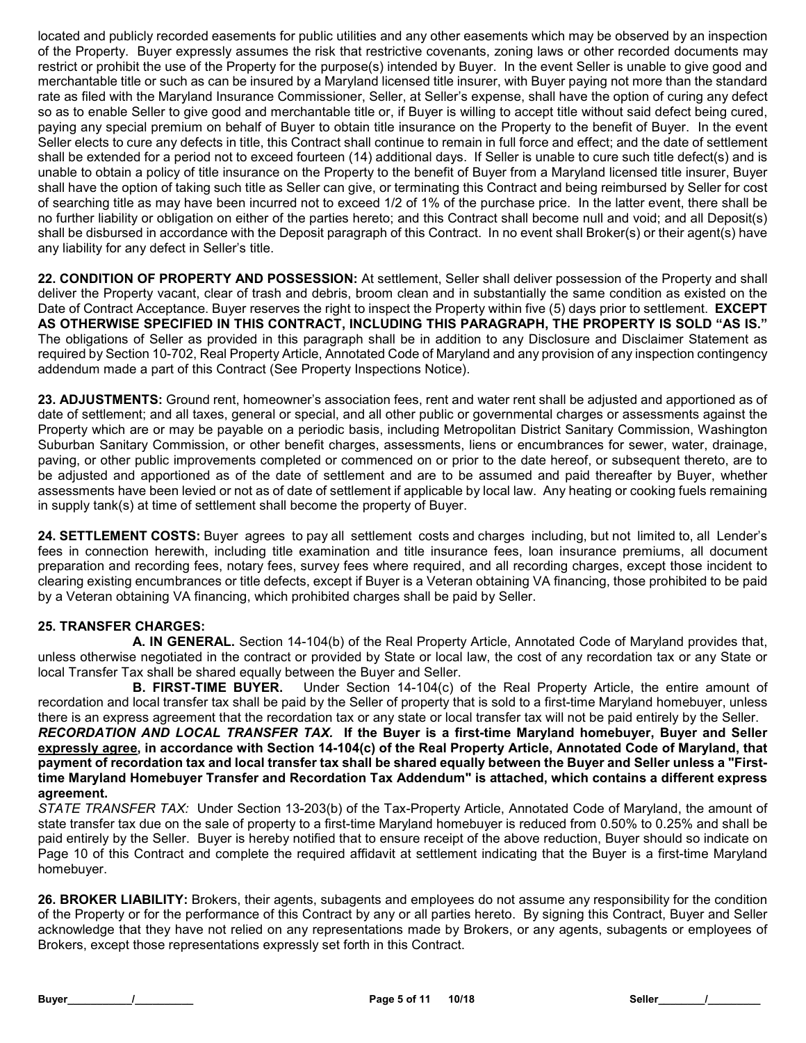located and publicly recorded easements for public utilities and any other easements which may be observed by an inspection of the Property. Buyer expressly assumes the risk that restrictive covenants, zoning laws or other recorded documents may restrict or prohibit the use of the Property for the purpose(s) intended by Buyer. In the event Seller is unable to give good and merchantable title or such as can be insured by a Maryland licensed title insurer, with Buyer paying not more than the standard rate as filed with the Maryland Insurance Commissioner, Seller, at Seller's expense, shall have the option of curing any defect so as to enable Seller to give good and merchantable title or, if Buyer is willing to accept title without said defect being cured, paying any special premium on behalf of Buyer to obtain title insurance on the Property to the benefit of Buyer. In the event Seller elects to cure any defects in title, this Contract shall continue to remain in full force and effect; and the date of settlement shall be extended for a period not to exceed fourteen (14) additional days. If Seller is unable to cure such title defect(s) and is unable to obtain a policy of title insurance on the Property to the benefit of Buyer from a Maryland licensed title insurer, Buyer shall have the option of taking such title as Seller can give, or terminating this Contract and being reimbursed by Seller for cost of searching title as may have been incurred not to exceed 1/2 of 1% of the purchase price. In the latter event, there shall be no further liability or obligation on either of the parties hereto; and this Contract shall become null and void; and all Deposit(s) shall be disbursed in accordance with the Deposit paragraph of this Contract. In no event shall Broker(s) or their agent(s) have any liability for any defect in Seller's title.

**22. CONDITION OF PROPERTY AND POSSESSION:** At settlement, Seller shall deliver possession of the Property and shall deliver the Property vacant, clear of trash and debris, broom clean and in substantially the same condition as existed on the Date of Contract Acceptance. Buyer reserves the right to inspect the Property within five (5) days prior to settlement. **EXCEPT AS OTHERWISE SPECIFIED IN THIS CONTRACT, INCLUDING THIS PARAGRAPH, THE PROPERTY IS SOLD "AS IS."** The obligations of Seller as provided in this paragraph shall be in addition to any Disclosure and Disclaimer Statement as required by Section 10-702, Real Property Article, Annotated Code of Maryland and any provision of any inspection contingency addendum made a part of this Contract (See Property Inspections Notice).

**23. ADJUSTMENTS:** Ground rent, homeowner's association fees, rent and water rent shall be adjusted and apportioned as of date of settlement; and all taxes, general or special, and all other public or governmental charges or assessments against the Property which are or may be payable on a periodic basis, including Metropolitan District Sanitary Commission, Washington Suburban Sanitary Commission, or other benefit charges, assessments, liens or encumbrances for sewer, water, drainage, paving, or other public improvements completed or commenced on or prior to the date hereof, or subsequent thereto, are to be adjusted and apportioned as of the date of settlement and are to be assumed and paid thereafter by Buyer, whether assessments have been levied or not as of date of settlement if applicable by local law. Any heating or cooking fuels remaining in supply tank(s) at time of settlement shall become the property of Buyer.

**24. SETTLEMENT COSTS:** Buyer agrees to pay all settlement costs and charges including, but not limited to, all Lender's fees in connection herewith, including title examination and title insurance fees, loan insurance premiums, all document preparation and recording fees, notary fees, survey fees where required, and all recording charges, except those incident to clearing existing encumbrances or title defects, except if Buyer is a Veteran obtaining VA financing, those prohibited to be paid by a Veteran obtaining VA financing, which prohibited charges shall be paid by Seller.

**25. TRANSFER CHARGES:**

**A. IN GENERAL.** Section 14-104(b) of the Real Property Article, Annotated Code of Maryland provides that, unless otherwise negotiated in the contract or provided by State or local law, the cost of any recordation tax or any State or local Transfer Tax shall be shared equally between the Buyer and Seller.

**B. FIRST-TIME BUYER.** Under Section 14-104(c) of the Real Property Article, the entire amount of recordation and local transfer tax shall be paid by the Seller of property that is sold to a first-time Maryland homebuyer, unless there is an express agreement that the recordation tax or any state or local transfer tax will not be paid entirely by the Seller.

***RECORDATION AND LOCAL TRANSFER TAX.*** **If the Buyer is a first-time Maryland homebuyer, Buyer and Seller <u>expressly agree</u>, in accordance with Section 14-104(c) of the Real Property Article, Annotated Code of Maryland, that payment of recordation tax and local transfer tax shall be shared equally between the Buyer and Seller unless a "First-time Maryland Homebuyer Transfer and Recordation Tax Addendum" is attached, which contains a different express agreement.**

*STATE TRANSFER TAX:* Under Section 13-203(b) of the Tax-Property Article, Annotated Code of Maryland, the amount of state transfer tax due on the sale of property to a first-time Maryland homebuyer is reduced from 0.50% to 0.25% and shall be paid entirely by the Seller. Buyer is hereby notified that to ensure receipt of the above reduction, Buyer should so indicate on Page 10 of this Contract and complete the required affidavit at settlement indicating that the Buyer is a first-time Maryland homebuyer.

**26. BROKER LIABILITY:** Brokers, their agents, subagents and employees do not assume any responsibility for the condition of the Property or for the performance of this Contract by any or all parties hereto. By signing this Contract, Buyer and Seller acknowledge that they have not relied on any representations made by Brokers, or any agents, subagents or employees of Brokers, except those representations expressly set forth in this Contract.

Buyer\_\_\_\_\_\_\_\_\_\_/\_\_\_\_\_\_\_\_\_ Seller\_\_\_\_\_\_\_\_/\_\_\_\_\_\_\_\_\_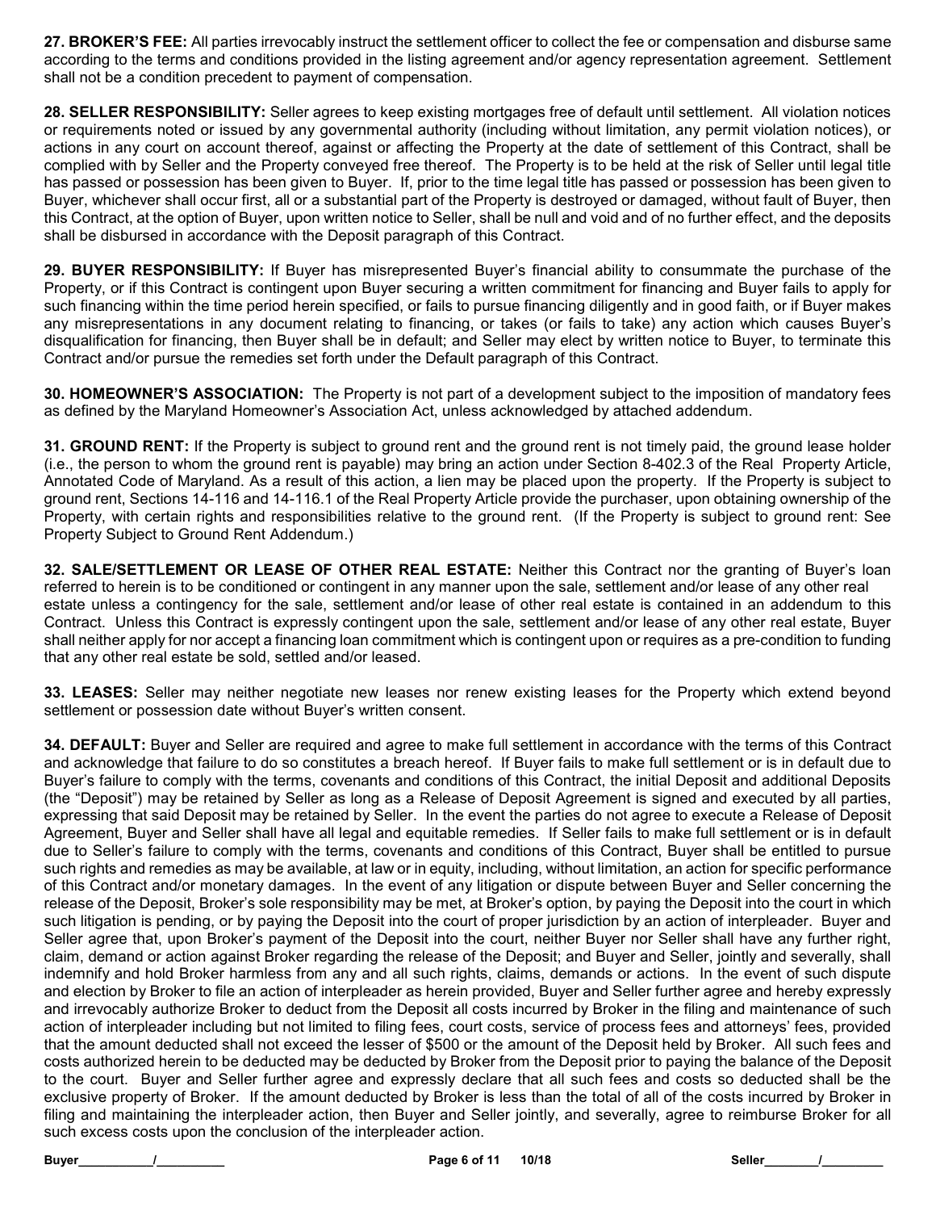**27. BROKER'S FEE:** All parties irrevocably instruct the settlement officer to collect the fee or compensation and disburse same according to the terms and conditions provided in the listing agreement and/or agency representation agreement. Settlement shall not be a condition precedent to payment of compensation.

**28. SELLER RESPONSIBILITY:** Seller agrees to keep existing mortgages free of default until settlement. All violation notices or requirements noted or issued by any governmental authority (including without limitation, any permit violation notices), or actions in any court on account thereof, against or affecting the Property at the date of settlement of this Contract, shall be complied with by Seller and the Property conveyed free thereof. The Property is to be held at the risk of Seller until legal title has passed or possession has been given to Buyer. If, prior to the time legal title has passed or possession has been given to Buyer, whichever shall occur first, all or a substantial part of the Property is destroyed or damaged, without fault of Buyer, then this Contract, at the option of Buyer, upon written notice to Seller, shall be null and void and of no further effect, and the deposits shall be disbursed in accordance with the Deposit paragraph of this Contract.

**29. BUYER RESPONSIBILITY:** If Buyer has misrepresented Buyer's financial ability to consummate the purchase of the Property, or if this Contract is contingent upon Buyer securing a written commitment for financing and Buyer fails to apply for such financing within the time period herein specified, or fails to pursue financing diligently and in good faith, or if Buyer makes any misrepresentations in any document relating to financing, or takes (or fails to take) any action which causes Buyer's disqualification for financing, then Buyer shall be in default; and Seller may elect by written notice to Buyer, to terminate this Contract and/or pursue the remedies set forth under the Default paragraph of this Contract.

**30. HOMEOWNER'S ASSOCIATION:** The Property is not part of a development subject to the imposition of mandatory fees as defined by the Maryland Homeowner's Association Act, unless acknowledged by attached addendum.

**31. GROUND RENT:** If the Property is subject to ground rent and the ground rent is not timely paid, the ground lease holder (i.e., the person to whom the ground rent is payable) may bring an action under Section 8-402.3 of the Real Property Article, Annotated Code of Maryland. As a result of this action, a lien may be placed upon the property. If the Property is subject to ground rent, Sections 14-116 and 14-116.1 of the Real Property Article provide the purchaser, upon obtaining ownership of the Property, with certain rights and responsibilities relative to the ground rent. (If the Property is subject to ground rent: See Property Subject to Ground Rent Addendum.)

**32. SALE/SETTLEMENT OR LEASE OF OTHER REAL ESTATE:** Neither this Contract nor the granting of Buyer's loan referred to herein is to be conditioned or contingent in any manner upon the sale, settlement and/or lease of any other real estate unless a contingency for the sale, settlement and/or lease of other real estate is contained in an addendum to this Contract. Unless this Contract is expressly contingent upon the sale, settlement and/or lease of any other real estate, Buyer shall neither apply for nor accept a financing loan commitment which is contingent upon or requires as a pre-condition to funding that any other real estate be sold, settled and/or leased.

**33. LEASES:** Seller may neither negotiate new leases nor renew existing leases for the Property which extend beyond settlement or possession date without Buyer's written consent.

**34. DEFAULT:** Buyer and Seller are required and agree to make full settlement in accordance with the terms of this Contract and acknowledge that failure to do so constitutes a breach hereof. If Buyer fails to make full settlement or is in default due to Buyer's failure to comply with the terms, covenants and conditions of this Contract, the initial Deposit and additional Deposits (the "Deposit") may be retained by Seller as long as a Release of Deposit Agreement is signed and executed by all parties, expressing that said Deposit may be retained by Seller. In the event the parties do not agree to execute a Release of Deposit Agreement, Buyer and Seller shall have all legal and equitable remedies. If Seller fails to make full settlement or is in default due to Seller's failure to comply with the terms, covenants and conditions of this Contract, Buyer shall be entitled to pursue such rights and remedies as may be available, at law or in equity, including, without limitation, an action for specific performance of this Contract and/or monetary damages. In the event of any litigation or dispute between Buyer and Seller concerning the release of the Deposit, Broker's sole responsibility may be met, at Broker's option, by paying the Deposit into the court in which such litigation is pending, or by paying the Deposit into the court of proper jurisdiction by an action of interpleader. Buyer and Seller agree that, upon Broker's payment of the Deposit into the court, neither Buyer nor Seller shall have any further right, claim, demand or action against Broker regarding the release of the Deposit; and Buyer and Seller, jointly and severally, shall indemnify and hold Broker harmless from any and all such rights, claims, demands or actions. In the event of such dispute and election by Broker to file an action of interpleader as herein provided, Buyer and Seller further agree and hereby expressly and irrevocably authorize Broker to deduct from the Deposit all costs incurred by Broker in the filing and maintenance of such action of interpleader including but not limited to filing fees, court costs, service of process fees and attorneys' fees, provided that the amount deducted shall not exceed the lesser of $500 or the amount of the Deposit held by Broker. All such fees and costs authorized herein to be deducted may be deducted by Broker from the Deposit prior to paying the balance of the Deposit to the court. Buyer and Seller further agree and expressly declare that all such fees and costs so deducted shall be the exclusive property of Broker. If the amount deducted by Broker is less than the total of all of the costs incurred by Broker in filing and maintaining the interpleader action, then Buyer and Seller jointly, and severally, agree to reimburse Broker for all such excess costs upon the conclusion of the interpleader action.

Buyer___________/__________ Seller________/_________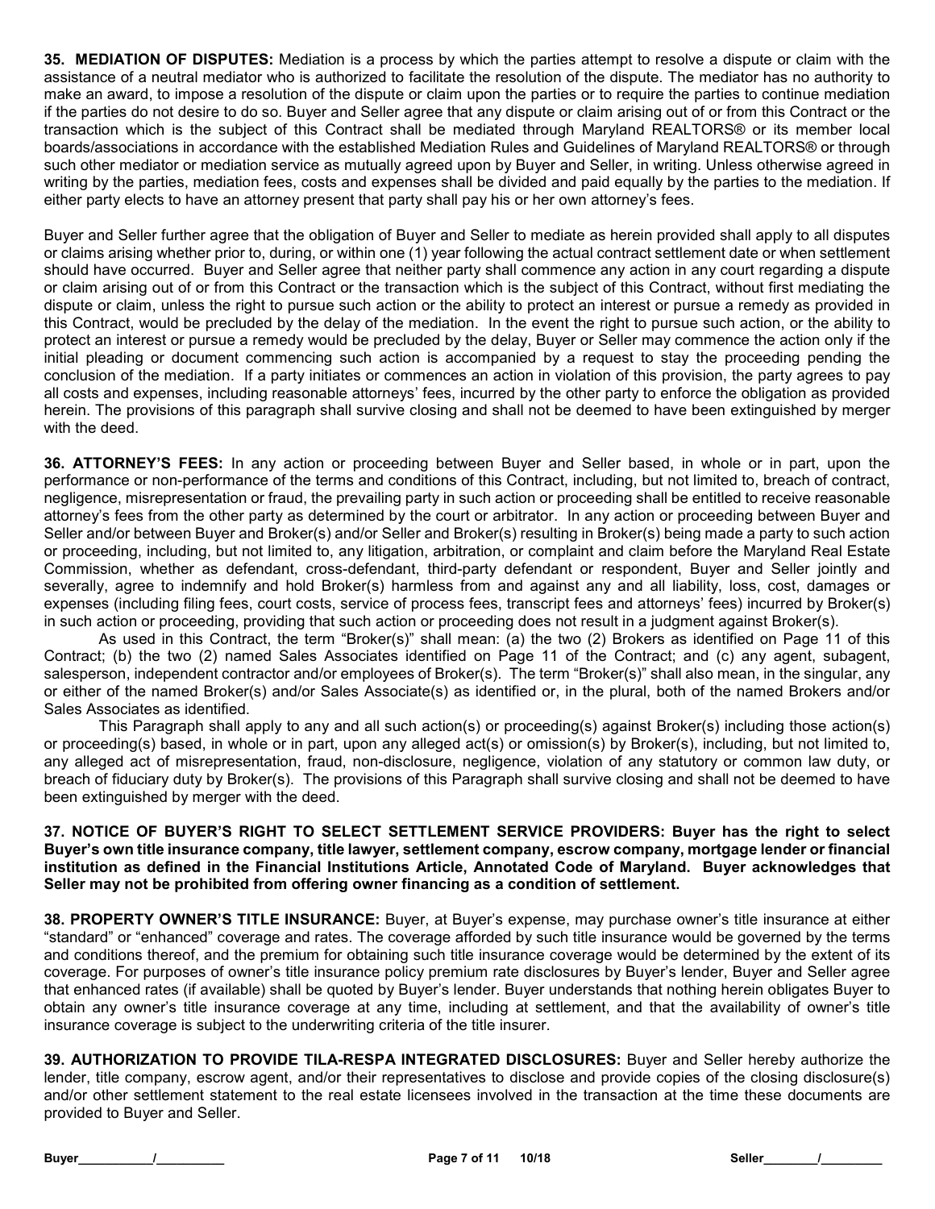**35. MEDIATION OF DISPUTES:** Mediation is a process by which the parties attempt to resolve a dispute or claim with the assistance of a neutral mediator who is authorized to facilitate the resolution of the dispute. The mediator has no authority to make an award, to impose a resolution of the dispute or claim upon the parties or to require the parties to continue mediation if the parties do not desire to do so. Buyer and Seller agree that any dispute or claim arising out of or from this Contract or the transaction which is the subject of this Contract shall be mediated through Maryland REALTORS® or its member local boards/associations in accordance with the established Mediation Rules and Guidelines of Maryland REALTORS® or through such other mediator or mediation service as mutually agreed upon by Buyer and Seller, in writing. Unless otherwise agreed in writing by the parties, mediation fees, costs and expenses shall be divided and paid equally by the parties to the mediation. If either party elects to have an attorney present that party shall pay his or her own attorney's fees.

Buyer and Seller further agree that the obligation of Buyer and Seller to mediate as herein provided shall apply to all disputes or claims arising whether prior to, during, or within one (1) year following the actual contract settlement date or when settlement should have occurred. Buyer and Seller agree that neither party shall commence any action in any court regarding a dispute or claim arising out of or from this Contract or the transaction which is the subject of this Contract, without first mediating the dispute or claim, unless the right to pursue such action or the ability to protect an interest or pursue a remedy as provided in this Contract, would be precluded by the delay of the mediation. In the event the right to pursue such action, or the ability to protect an interest or pursue a remedy would be precluded by the delay, Buyer or Seller may commence the action only if the initial pleading or document commencing such action is accompanied by a request to stay the proceeding pending the conclusion of the mediation. If a party initiates or commences an action in violation of this provision, the party agrees to pay all costs and expenses, including reasonable attorneys' fees, incurred by the other party to enforce the obligation as provided herein. The provisions of this paragraph shall survive closing and shall not be deemed to have been extinguished by merger with the deed.

**36. ATTORNEY'S FEES:** In any action or proceeding between Buyer and Seller based, in whole or in part, upon the performance or non-performance of the terms and conditions of this Contract, including, but not limited to, breach of contract, negligence, misrepresentation or fraud, the prevailing party in such action or proceeding shall be entitled to receive reasonable attorney's fees from the other party as determined by the court or arbitrator. In any action or proceeding between Buyer and Seller and/or between Buyer and Broker(s) and/or Seller and Broker(s) resulting in Broker(s) being made a party to such action or proceeding, including, but not limited to, any litigation, arbitration, or complaint and claim before the Maryland Real Estate Commission, whether as defendant, cross-defendant, third-party defendant or respondent, Buyer and Seller jointly and severally, agree to indemnify and hold Broker(s) harmless from and against any and all liability, loss, cost, damages or expenses (including filing fees, court costs, service of process fees, transcript fees and attorneys' fees) incurred by Broker(s) in such action or proceeding, providing that such action or proceeding does not result in a judgment against Broker(s).

As used in this Contract, the term "Broker(s)" shall mean: (a) the two (2) Brokers as identified on Page 11 of this Contract; (b) the two (2) named Sales Associates identified on Page 11 of the Contract; and (c) any agent, subagent, salesperson, independent contractor and/or employees of Broker(s). The term "Broker(s)" shall also mean, in the singular, any or either of the named Broker(s) and/or Sales Associate(s) as identified or, in the plural, both of the named Brokers and/or Sales Associates as identified.

This Paragraph shall apply to any and all such action(s) or proceeding(s) against Broker(s) including those action(s) or proceeding(s) based, in whole or in part, upon any alleged act(s) or omission(s) by Broker(s), including, but not limited to, any alleged act of misrepresentation, fraud, non-disclosure, negligence, violation of any statutory or common law duty, or breach of fiduciary duty by Broker(s). The provisions of this Paragraph shall survive closing and shall not be deemed to have been extinguished by merger with the deed.

**37. NOTICE OF BUYER'S RIGHT TO SELECT SETTLEMENT SERVICE PROVIDERS: Buyer has the right to select Buyer's own title insurance company, title lawyer, settlement company, escrow company, mortgage lender or financial institution as defined in the Financial Institutions Article, Annotated Code of Maryland. Buyer acknowledges that Seller may not be prohibited from offering owner financing as a condition of settlement.**

**38. PROPERTY OWNER'S TITLE INSURANCE:** Buyer, at Buyer's expense, may purchase owner's title insurance at either "standard" or "enhanced" coverage and rates. The coverage afforded by such title insurance would be governed by the terms and conditions thereof, and the premium for obtaining such title insurance coverage would be determined by the extent of its coverage. For purposes of owner's title insurance policy premium rate disclosures by Buyer's lender, Buyer and Seller agree that enhanced rates (if available) shall be quoted by Buyer's lender. Buyer understands that nothing herein obligates Buyer to obtain any owner's title insurance coverage at any time, including at settlement, and that the availability of owner's title insurance coverage is subject to the underwriting criteria of the title insurer.

**39. AUTHORIZATION TO PROVIDE TILA-RESPA INTEGRATED DISCLOSURES:** Buyer and Seller hereby authorize the lender, title company, escrow agent, and/or their representatives to disclose and provide copies of the closing disclosure(s) and/or other settlement statement to the real estate licensees involved in the transaction at the time these documents are provided to Buyer and Seller.

Buyer\_\_\_\_\_\_\_\_\_\_/\_\_\_\_\_\_\_\_\_ Seller\_\_\_\_\_\_\_\_/\_\_\_\_\_\_\_\_\_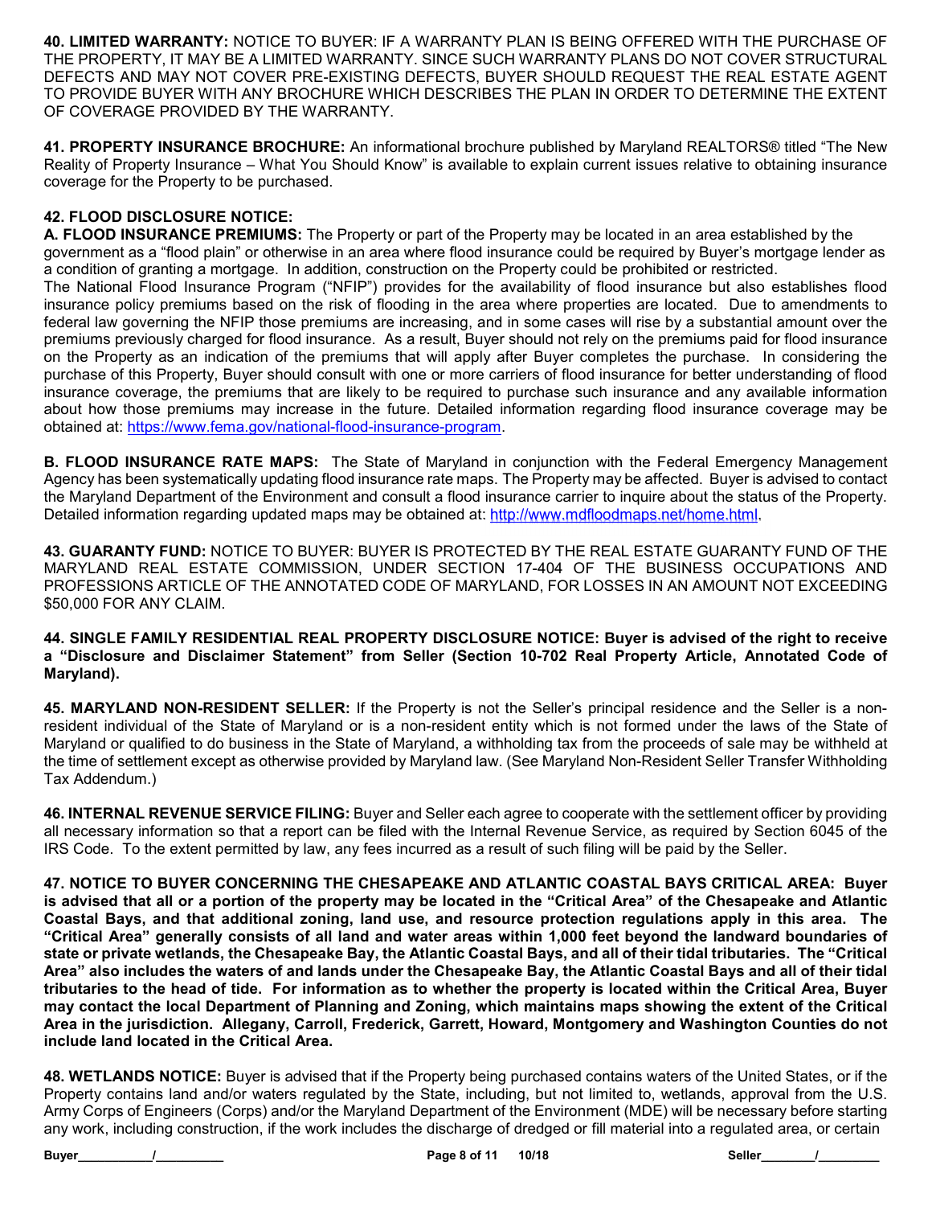**40. LIMITED WARRANTY:** NOTICE TO BUYER: IF A WARRANTY PLAN IS BEING OFFERED WITH THE PURCHASE OF THE PROPERTY, IT MAY BE A LIMITED WARRANTY. SINCE SUCH WARRANTY PLANS DO NOT COVER STRUCTURAL DEFECTS AND MAY NOT COVER PRE-EXISTING DEFECTS, BUYER SHOULD REQUEST THE REAL ESTATE AGENT TO PROVIDE BUYER WITH ANY BROCHURE WHICH DESCRIBES THE PLAN IN ORDER TO DETERMINE THE EXTENT OF COVERAGE PROVIDED BY THE WARRANTY.

**41. PROPERTY INSURANCE BROCHURE:** An informational brochure published by Maryland REALTORS® titled "The New Reality of Property Insurance – What You Should Know" is available to explain current issues relative to obtaining insurance coverage for the Property to be purchased.

**42. FLOOD DISCLOSURE NOTICE:**

**A. FLOOD INSURANCE PREMIUMS:** The Property or part of the Property may be located in an area established by the government as a "flood plain" or otherwise in an area where flood insurance could be required by Buyer's mortgage lender as a condition of granting a mortgage. In addition, construction on the Property could be prohibited or restricted.

The National Flood Insurance Program ("NFIP") provides for the availability of flood insurance but also establishes flood insurance policy premiums based on the risk of flooding in the area where properties are located. Due to amendments to federal law governing the NFIP those premiums are increasing, and in some cases will rise by a substantial amount over the premiums previously charged for flood insurance. As a result, Buyer should not rely on the premiums paid for flood insurance on the Property as an indication of the premiums that will apply after Buyer completes the purchase. In considering the purchase of this Property, Buyer should consult with one or more carriers of flood insurance for better understanding of flood insurance coverage, the premiums that are likely to be required to purchase such insurance and any available information about how those premiums may increase in the future. Detailed information regarding flood insurance coverage may be obtained at: https://www.fema.gov/national-flood-insurance-program.

**B. FLOOD INSURANCE RATE MAPS:** The State of Maryland in conjunction with the Federal Emergency Management Agency has been systematically updating flood insurance rate maps. The Property may be affected. Buyer is advised to contact the Maryland Department of the Environment and consult a flood insurance carrier to inquire about the status of the Property. Detailed information regarding updated maps may be obtained at: http://www.mdfloodmaps.net/home.html.

**43. GUARANTY FUND:** NOTICE TO BUYER: BUYER IS PROTECTED BY THE REAL ESTATE GUARANTY FUND OF THE MARYLAND REAL ESTATE COMMISSION, UNDER SECTION 17-404 OF THE BUSINESS OCCUPATIONS AND PROFESSIONS ARTICLE OF THE ANNOTATED CODE OF MARYLAND, FOR LOSSES IN AN AMOUNT NOT EXCEEDING $50,000 FOR ANY CLAIM.

**44. SINGLE FAMILY RESIDENTIAL REAL PROPERTY DISCLOSURE NOTICE: Buyer is advised of the right to receive a "Disclosure and Disclaimer Statement" from Seller (Section 10-702 Real Property Article, Annotated Code of Maryland).**

**45. MARYLAND NON-RESIDENT SELLER:** If the Property is not the Seller's principal residence and the Seller is a non-resident individual of the State of Maryland or is a non-resident entity which is not formed under the laws of the State of Maryland or qualified to do business in the State of Maryland, a withholding tax from the proceeds of sale may be withheld at the time of settlement except as otherwise provided by Maryland law. (See Maryland Non-Resident Seller Transfer Withholding Tax Addendum.)

**46. INTERNAL REVENUE SERVICE FILING:** Buyer and Seller each agree to cooperate with the settlement officer by providing all necessary information so that a report can be filed with the Internal Revenue Service, as required by Section 6045 of the IRS Code. To the extent permitted by law, any fees incurred as a result of such filing will be paid by the Seller.

**47. NOTICE TO BUYER CONCERNING THE CHESAPEAKE AND ATLANTIC COASTAL BAYS CRITICAL AREA: Buyer is advised that all or a portion of the property may be located in the "Critical Area" of the Chesapeake and Atlantic Coastal Bays, and that additional zoning, land use, and resource protection regulations apply in this area. The "Critical Area" generally consists of all land and water areas within 1,000 feet beyond the landward boundaries of state or private wetlands, the Chesapeake Bay, the Atlantic Coastal Bays, and all of their tidal tributaries. The "Critical Area" also includes the waters of and lands under the Chesapeake Bay, the Atlantic Coastal Bays and all of their tidal tributaries to the head of tide. For information as to whether the property is located within the Critical Area, Buyer may contact the local Department of Planning and Zoning, which maintains maps showing the extent of the Critical Area in the jurisdiction. Allegany, Carroll, Frederick, Garrett, Howard, Montgomery and Washington Counties do not include land located in the Critical Area.**

**48. WETLANDS NOTICE:** Buyer is advised that if the Property being purchased contains waters of the United States, or if the Property contains land and/or waters regulated by the State, including, but not limited to, wetlands, approval from the U.S. Army Corps of Engineers (Corps) and/or the Maryland Department of the Environment (MDE) will be necessary before starting any work, including construction, if the work includes the discharge of dredged or fill material into a regulated area, or certain

Buyer\_\_\_\_\_\_\_\_\_\_/\_\_\_\_\_\_\_\_\_ 10/18 Seller\_\_\_\_\_\_\_\_/\_\_\_\_\_\_\_\_\_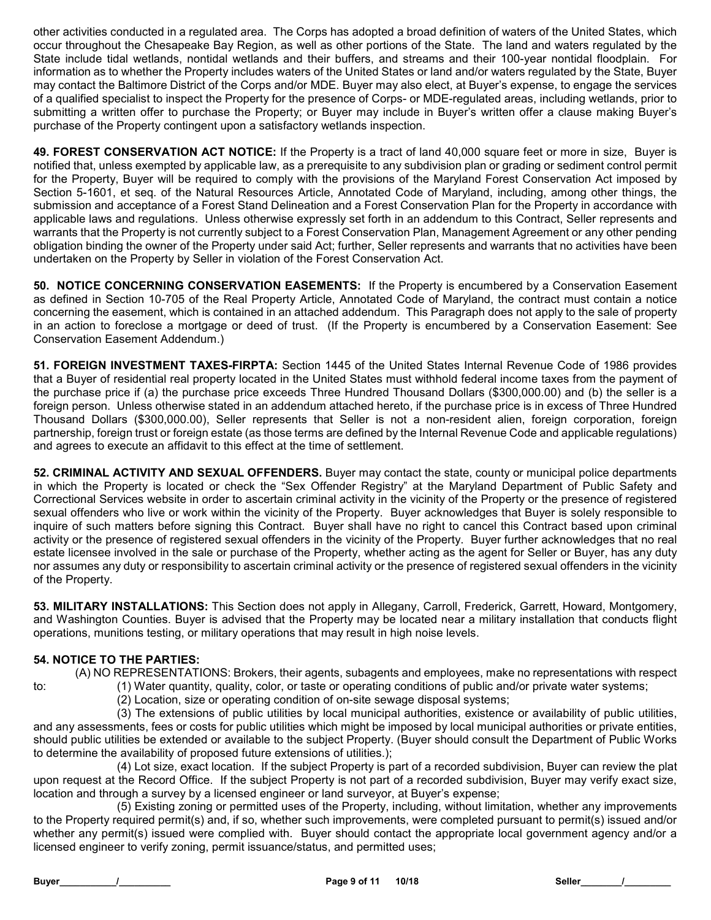other activities conducted in a regulated area. The Corps has adopted a broad definition of waters of the United States, which occur throughout the Chesapeake Bay Region, as well as other portions of the State. The land and waters regulated by the State include tidal wetlands, nontidal wetlands and their buffers, and streams and their 100-year nontidal floodplain. For information as to whether the Property includes waters of the United States or land and/or waters regulated by the State, Buyer may contact the Baltimore District of the Corps and/or MDE. Buyer may also elect, at Buyer's expense, to engage the services of a qualified specialist to inspect the Property for the presence of Corps- or MDE-regulated areas, including wetlands, prior to submitting a written offer to purchase the Property; or Buyer may include in Buyer's written offer a clause making Buyer's purchase of the Property contingent upon a satisfactory wetlands inspection.

**49. FOREST CONSERVATION ACT NOTICE:** If the Property is a tract of land 40,000 square feet or more in size, Buyer is notified that, unless exempted by applicable law, as a prerequisite to any subdivision plan or grading or sediment control permit for the Property, Buyer will be required to comply with the provisions of the Maryland Forest Conservation Act imposed by Section 5-1601, et seq. of the Natural Resources Article, Annotated Code of Maryland, including, among other things, the submission and acceptance of a Forest Stand Delineation and a Forest Conservation Plan for the Property in accordance with applicable laws and regulations. Unless otherwise expressly set forth in an addendum to this Contract, Seller represents and warrants that the Property is not currently subject to a Forest Conservation Plan, Management Agreement or any other pending obligation binding the owner of the Property under said Act; further, Seller represents and warrants that no activities have been undertaken on the Property by Seller in violation of the Forest Conservation Act.

**50. NOTICE CONCERNING CONSERVATION EASEMENTS:** If the Property is encumbered by a Conservation Easement as defined in Section 10-705 of the Real Property Article, Annotated Code of Maryland, the contract must contain a notice concerning the easement, which is contained in an attached addendum. This Paragraph does not apply to the sale of property in an action to foreclose a mortgage or deed of trust. (If the Property is encumbered by a Conservation Easement: See Conservation Easement Addendum.)

**51. FOREIGN INVESTMENT TAXES-FIRPTA:** Section 1445 of the United States Internal Revenue Code of 1986 provides that a Buyer of residential real property located in the United States must withhold federal income taxes from the payment of the purchase price if (a) the purchase price exceeds Three Hundred Thousand Dollars ($300,000.00) and (b) the seller is a foreign person. Unless otherwise stated in an addendum attached hereto, if the purchase price is in excess of Three Hundred Thousand Dollars ($300,000.00), Seller represents that Seller is not a non-resident alien, foreign corporation, foreign partnership, foreign trust or foreign estate (as those terms are defined by the Internal Revenue Code and applicable regulations) and agrees to execute an affidavit to this effect at the time of settlement.

**52. CRIMINAL ACTIVITY AND SEXUAL OFFENDERS.** Buyer may contact the state, county or municipal police departments in which the Property is located or check the "Sex Offender Registry" at the Maryland Department of Public Safety and Correctional Services website in order to ascertain criminal activity in the vicinity of the Property or the presence of registered sexual offenders who live or work within the vicinity of the Property. Buyer acknowledges that Buyer is solely responsible to inquire of such matters before signing this Contract. Buyer shall have no right to cancel this Contract based upon criminal activity or the presence of registered sexual offenders in the vicinity of the Property. Buyer further acknowledges that no real estate licensee involved in the sale or purchase of the Property, whether acting as the agent for Seller or Buyer, has any duty nor assumes any duty or responsibility to ascertain criminal activity or the presence of registered sexual offenders in the vicinity of the Property.

**53. MILITARY INSTALLATIONS:** This Section does not apply in Allegany, Carroll, Frederick, Garrett, Howard, Montgomery, and Washington Counties. Buyer is advised that the Property may be located near a military installation that conducts flight operations, munitions testing, or military operations that may result in high noise levels.

**54. NOTICE TO THE PARTIES:**

(A) NO REPRESENTATIONS: Brokers, their agents, subagents and employees, make no representations with respect to:

(1) Water quantity, quality, color, or taste or operating conditions of public and/or private water systems;

(2) Location, size or operating condition of on-site sewage disposal systems;

(3) The extensions of public utilities by local municipal authorities, existence or availability of public utilities, and any assessments, fees or costs for public utilities which might be imposed by local municipal authorities or private entities, should public utilities be extended or available to the subject Property. (Buyer should consult the Department of Public Works to determine the availability of proposed future extensions of utilities.);

(4) Lot size, exact location. If the subject Property is part of a recorded subdivision, Buyer can review the plat upon request at the Record Office. If the subject Property is not part of a recorded subdivision, Buyer may verify exact size, location and through a survey by a licensed engineer or land surveyor, at Buyer's expense;

(5) Existing zoning or permitted uses of the Property, including, without limitation, whether any improvements to the Property required permit(s) and, if so, whether such improvements, were completed pursuant to permit(s) issued and/or whether any permit(s) issued were complied with. Buyer should contact the appropriate local government agency and/or a licensed engineer to verify zoning, permit issuance/status, and permitted uses;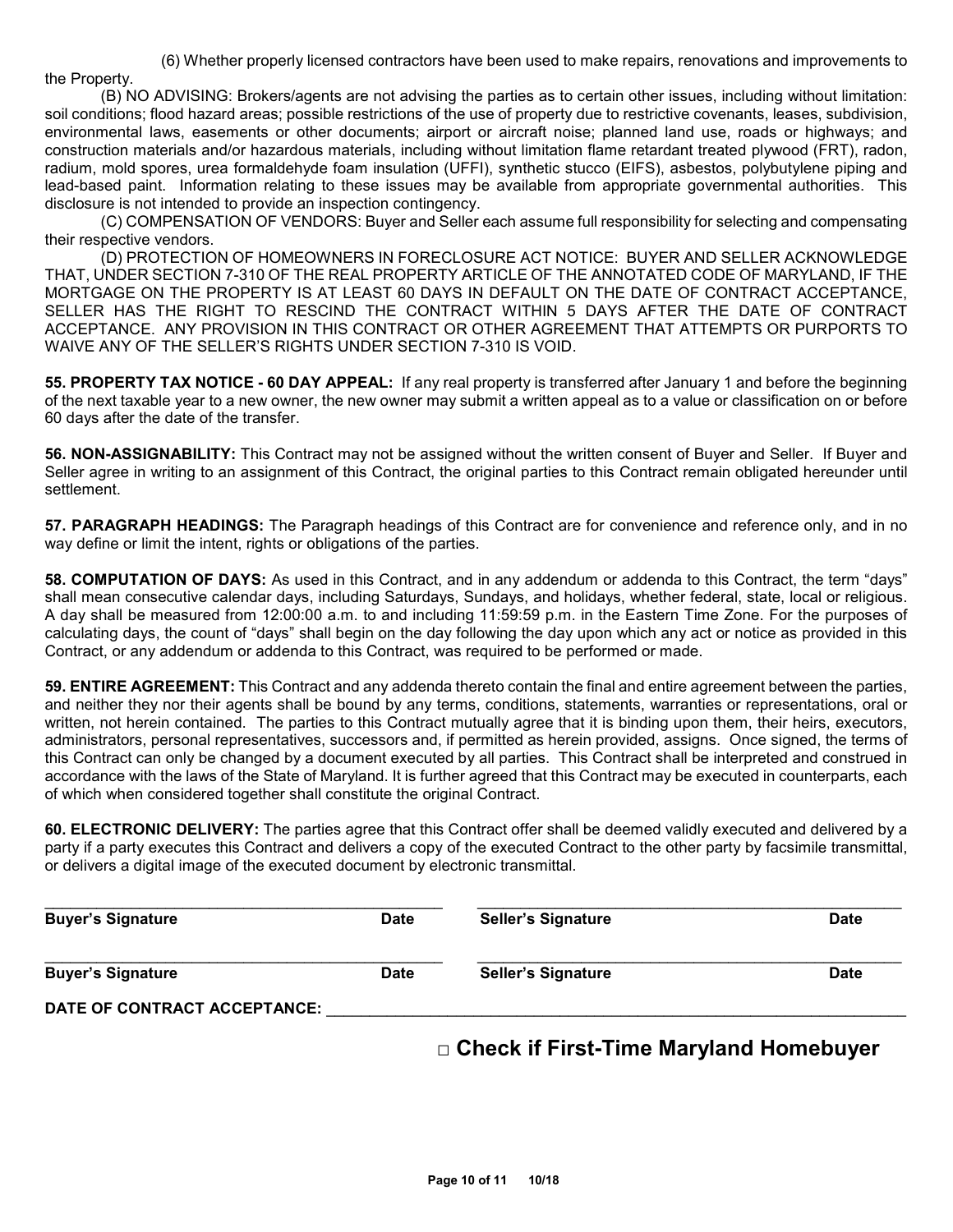(6) Whether properly licensed contractors have been used to make repairs, renovations and improvements to the Property.

(B) NO ADVISING: Brokers/agents are not advising the parties as to certain other issues, including without limitation: soil conditions; flood hazard areas; possible restrictions of the use of property due to restrictive covenants, leases, subdivision, environmental laws, easements or other documents; airport or aircraft noise; planned land use, roads or highways; and construction materials and/or hazardous materials, including without limitation flame retardant treated plywood (FRT), radon, radium, mold spores, urea formaldehyde foam insulation (UFFI), synthetic stucco (EIFS), asbestos, polybutylene piping and lead-based paint. Information relating to these issues may be available from appropriate governmental authorities. This disclosure is not intended to provide an inspection contingency.

(C) COMPENSATION OF VENDORS: Buyer and Seller each assume full responsibility for selecting and compensating their respective vendors.

(D) PROTECTION OF HOMEOWNERS IN FORECLOSURE ACT NOTICE: BUYER AND SELLER ACKNOWLEDGE THAT, UNDER SECTION 7-310 OF THE REAL PROPERTY ARTICLE OF THE ANNOTATED CODE OF MARYLAND, IF THE MORTGAGE ON THE PROPERTY IS AT LEAST 60 DAYS IN DEFAULT ON THE DATE OF CONTRACT ACCEPTANCE, SELLER HAS THE RIGHT TO RESCIND THE CONTRACT WITHIN 5 DAYS AFTER THE DATE OF CONTRACT ACCEPTANCE. ANY PROVISION IN THIS CONTRACT OR OTHER AGREEMENT THAT ATTEMPTS OR PURPORTS TO WAIVE ANY OF THE SELLER'S RIGHTS UNDER SECTION 7-310 IS VOID.

**55. PROPERTY TAX NOTICE - 60 DAY APPEAL:** If any real property is transferred after January 1 and before the beginning of the next taxable year to a new owner, the new owner may submit a written appeal as to a value or classification on or before 60 days after the date of the transfer.

**56. NON-ASSIGNABILITY:** This Contract may not be assigned without the written consent of Buyer and Seller. If Buyer and Seller agree in writing to an assignment of this Contract, the original parties to this Contract remain obligated hereunder until settlement.

**57. PARAGRAPH HEADINGS:** The Paragraph headings of this Contract are for convenience and reference only, and in no way define or limit the intent, rights or obligations of the parties.

**58. COMPUTATION OF DAYS:** As used in this Contract, and in any addendum or addenda to this Contract, the term "days" shall mean consecutive calendar days, including Saturdays, Sundays, and holidays, whether federal, state, local or religious. A day shall be measured from 12:00:00 a.m. to and including 11:59:59 p.m. in the Eastern Time Zone. For the purposes of calculating days, the count of "days" shall begin on the day following the day upon which any act or notice as provided in this Contract, or any addendum or addenda to this Contract, was required to be performed or made.

**59. ENTIRE AGREEMENT:** This Contract and any addenda thereto contain the final and entire agreement between the parties, and neither they nor their agents shall be bound by any terms, conditions, statements, warranties or representations, oral or written, not herein contained. The parties to this Contract mutually agree that it is binding upon them, their heirs, executors, administrators, personal representatives, successors and, if permitted as herein provided, assigns. Once signed, the terms of this Contract can only be changed by a document executed by all parties. This Contract shall be interpreted and construed in accordance with the laws of the State of Maryland. It is further agreed that this Contract may be executed in counterparts, each of which when considered together shall constitute the original Contract.

**60. ELECTRONIC DELIVERY:** The parties agree that this Contract offer shall be deemed validly executed and delivered by a party if a party executes this Contract and delivers a copy of the executed Contract to the other party by facsimile transmittal, or delivers a digital image of the executed document by electronic transmittal.

| | | | |
|---|---|---|---|
| **Buyer's Signature** | **Date** | **Seller's Signature** | **Date** |
| **Buyer's Signature** | **Date** | **Seller's Signature** | **Date** |

**DATE OF CONTRACT ACCEPTANCE:** ______________________________

**□ Check if First-Time Maryland Homebuyer**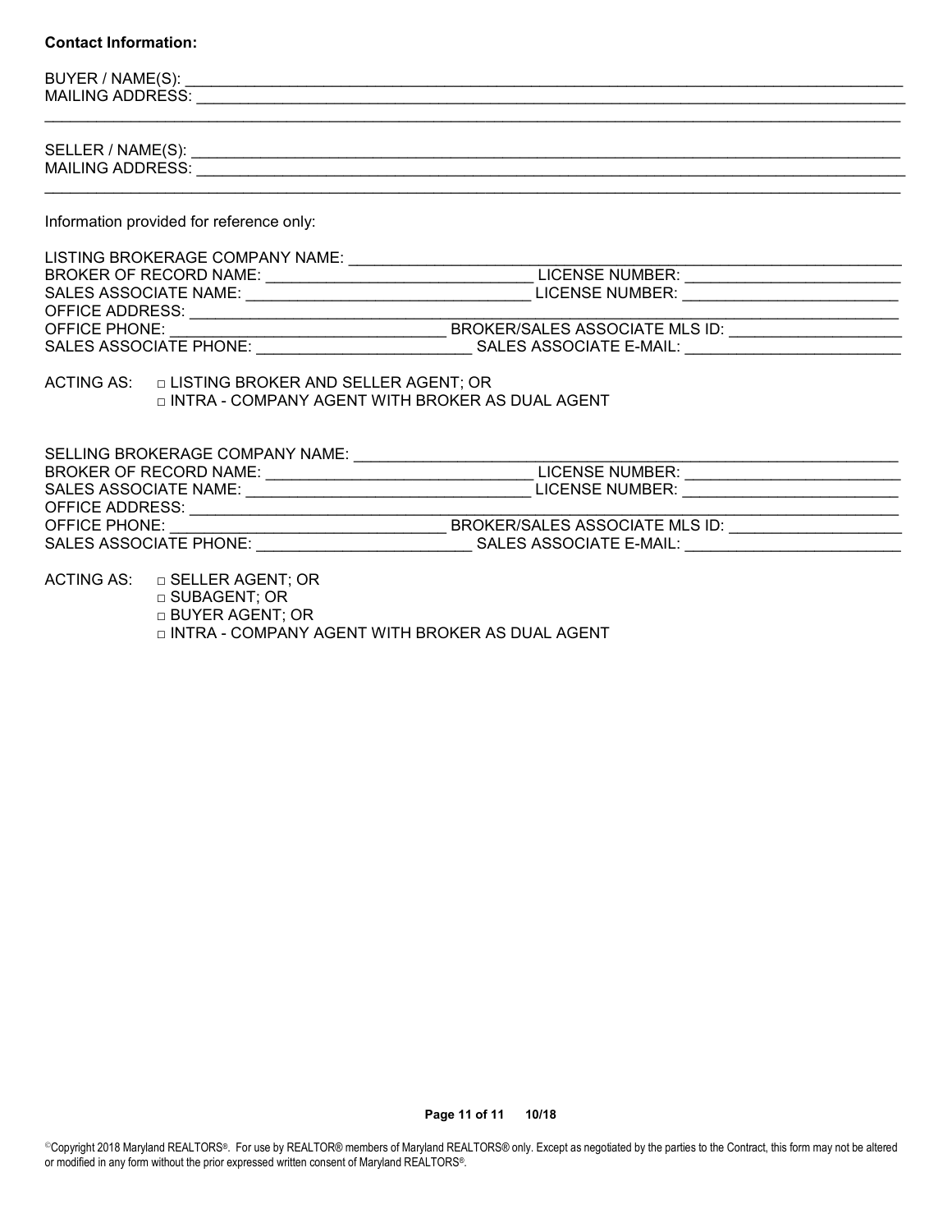**Contact Information:**

BUYER / NAME(S): ___________________________________________________________________________
MAILING ADDRESS: __________________________________________________________________________
_____________________________________________________________________________________________

SELLER / NAME(S): __________________________________________________________________________
MAILING ADDRESS: __________________________________________________________________________
_____________________________________________________________________________________________

Information provided for reference only:

LISTING BROKERAGE COMPANY NAME: ________________________________________________________
BROKER OF RECORD NAME: ______________________________ LICENSE NUMBER: ________________________
SALES ASSOCIATE NAME: _______________________________ LICENSE NUMBER: ________________________
OFFICE ADDRESS: _____________________________________________________________________________
OFFICE PHONE: ______________________________ BROKER/SALES ASSOCIATE MLS ID: ___________________
SALES ASSOCIATE PHONE: ________________________ SALES ASSOCIATE E-MAIL: ________________________

ACTING AS: □ LISTING BROKER AND SELLER AGENT; OR
□ INTRA - COMPANY AGENT WITH BROKER AS DUAL AGENT

SELLING BROKERAGE COMPANY NAME: ________________________________________________________
BROKER OF RECORD NAME: ______________________________ LICENSE NUMBER: ________________________
SALES ASSOCIATE NAME: _______________________________ LICENSE NUMBER: ________________________
OFFICE ADDRESS: _____________________________________________________________________________
OFFICE PHONE: ______________________________ BROKER/SALES ASSOCIATE MLS ID: ___________________
SALES ASSOCIATE PHONE: ________________________ SALES ASSOCIATE E-MAIL: ________________________

ACTING AS: □ SELLER AGENT; OR
□ SUBAGENT; OR
□ BUYER AGENT; OR
□ INTRA - COMPANY AGENT WITH BROKER AS DUAL AGENT

©Copyright 2018 Maryland REALTORS®. For use by REALTOR® members of Maryland REALTORS® only. Except as negotiated by the parties to the Contract, this form may not be altered or modified in any form without the prior expressed written consent of Maryland REALTORS®.